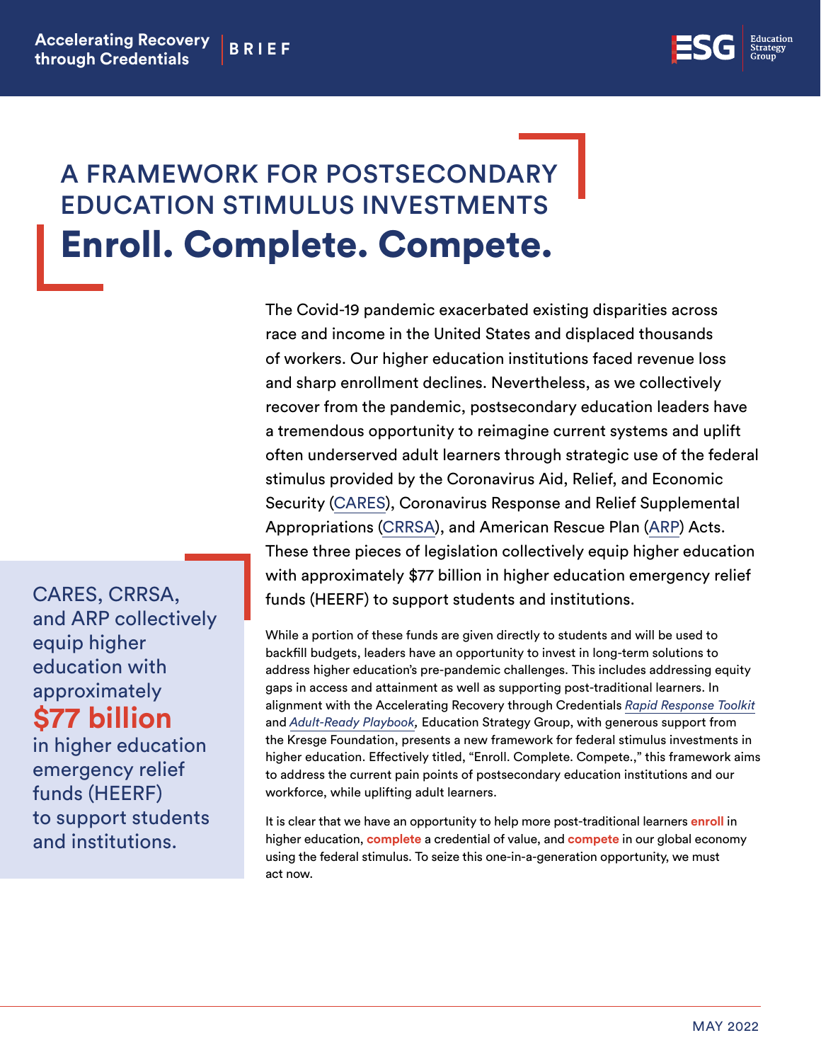# A FRAMEWORK FOR POSTSECONDARY EDUCATION STIMULUS INVESTMENTS

# Enroll. Complete. Compete.

The Covid-19 pandemic exacerbated existing disparities across race and income in the United States and displaced thousands of workers. Our higher education institutions faced revenue loss and sharp enrollment declines. Nevertheless, as we collectively recover from the pandemic, postsecondary education leaders have a tremendous opportunity to reimagine current systems and uplift often underserved adult learners through strategic use of the federal stimulus provided by the Coronavirus Aid, Relief, and Economic Security (CARES), Coronavirus Response and Relief Supplemental Appropriations (CRRSA), and American Rescue Plan (ARP) Acts. These three pieces of legislation collectively equip higher education with approximately $77 billion in higher education emergency relief funds (HEERF) to support students and institutions.

> CARES, CRRSA, and ARP collectively equip higher education with approximately **$77 billion** in higher education emergency relief funds (HEERF) to support students and institutions.

While a portion of these funds are given directly to students and will be used to backfill budgets, leaders have an opportunity to invest in long-term solutions to address higher education's pre-pandemic challenges. This includes addressing equity gaps in access and attainment as well as supporting post-traditional learners. In alignment with the Accelerating Recovery through Credentials *Rapid Response Toolkit* and *Adult-Ready Playbook,* Education Strategy Group, with generous support from the Kresge Foundation, presents a new framework for federal stimulus investments in higher education. Effectively titled, "Enroll. Complete. Compete.," this framework aims to address the current pain points of postsecondary education institutions and our workforce, while uplifting adult learners.

It is clear that we have an opportunity to help more post-traditional learners **enroll** in higher education, **complete** a credential of value, and **compete** in our global economy using the federal stimulus. To seize this one-in-a-generation opportunity, we must act now.

MAY 2022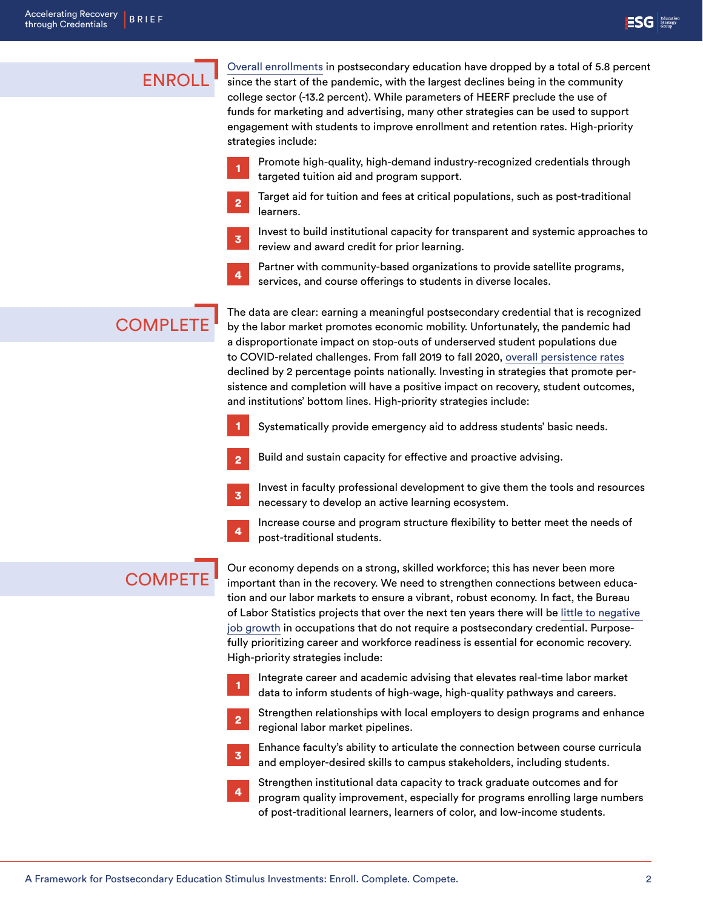## ENROLL

Overall enrollments in postsecondary education have dropped by a total of 5.8 percent since the start of the pandemic, with the largest declines being in the community college sector (-13.2 percent). While parameters of HEERF preclude the use of funds for marketing and advertising, many other strategies can be used to support engagement with students to improve enrollment and retention rates. High-priority strategies include:

1. Promote high-quality, high-demand industry-recognized credentials through targeted tuition aid and program support.
2. Target aid for tuition and fees at critical populations, such as post-traditional learners.
3. Invest to build institutional capacity for transparent and systemic approaches to review and award credit for prior learning.
4. Partner with community-based organizations to provide satellite programs, services, and course offerings to students in diverse locales.

## COMPLETE

The data are clear: earning a meaningful postsecondary credential that is recognized by the labor market promotes economic mobility. Unfortunately, the pandemic had a disproportionate impact on stop-outs of underserved student populations due to COVID-related challenges. From fall 2019 to fall 2020, overall persistence rates declined by 2 percentage points nationally. Investing in strategies that promote persistence and completion will have a positive impact on recovery, student outcomes, and institutions' bottom lines. High-priority strategies include:

1. Systematically provide emergency aid to address students' basic needs.
2. Build and sustain capacity for effective and proactive advising.
3. Invest in faculty professional development to give them the tools and resources necessary to develop an active learning ecosystem.
4. Increase course and program structure flexibility to better meet the needs of post-traditional students.

## COMPETE

Our economy depends on a strong, skilled workforce; this has never been more important than in the recovery. We need to strengthen connections between education and our labor markets to ensure a vibrant, robust economy. In fact, the Bureau of Labor Statistics projects that over the next ten years there will be little to negative job growth in occupations that do not require a postsecondary credential. Purposefully prioritizing career and workforce readiness is essential for economic recovery. High-priority strategies include:

1. Integrate career and academic advising that elevates real-time labor market data to inform students of high-wage, high-quality pathways and careers.
2. Strengthen relationships with local employers to design programs and enhance regional labor market pipelines.
3. Enhance faculty's ability to articulate the connection between course curricula and employer-desired skills to campus stakeholders, including students.
4. Strengthen institutional data capacity to track graduate outcomes and for program quality improvement, especially for programs enrolling large numbers of post-traditional learners, learners of color, and low-income students.